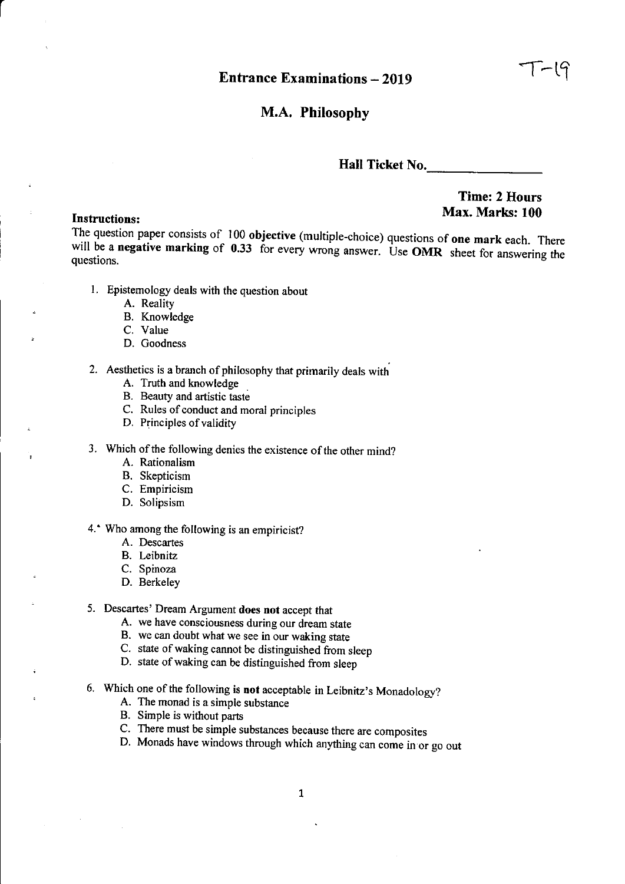# Entrance Examinations – 2019

T-19

## M.A. Philosophy

**Hall Ticket No.**\_\_\_\_\_\_\_\_\_\_\_\_\_\_\_

**Time: 2 Hours**
**Max. Marks: 100**

**Instructions:**

The question paper consists of 100 **objective** (multiple-choice) questions of **one mark** each. There will be a **negative marking** of **0.33** for every wrong answer. Use **OMR** sheet for answering the questions.

1. Epistemology deals with the question about
   - A. Reality
   - B. Knowledge
   - C. Value
   - D. Goodness

2. Aesthetics is a branch of philosophy that primarily deals with
   - A. Truth and knowledge
   - B. Beauty and artistic taste
   - C. Rules of conduct and moral principles
   - D. Principles of validity

3. Which of the following denies the existence of the other mind?
   - A. Rationalism
   - B. Skepticism
   - C. Empiricism
   - D. Solipsism

4. Who among the following is an empiricist?
   - A. Descartes
   - B. Leibnitz
   - C. Spinoza
   - D. Berkeley

5. Descartes' Dream Argument **does not** accept that
   - A. we have consciousness during our dream state
   - B. we can doubt what we see in our waking state
   - C. state of waking cannot be distinguished from sleep
   - D. state of waking can be distinguished from sleep

6. Which one of the following **is not** acceptable in Leibnitz's Monadology?
   - A. The monad is a simple substance
   - B. Simple is without parts
   - C. There must be simple substances because there are composites
   - D. Monads have windows through which anything can come in or go out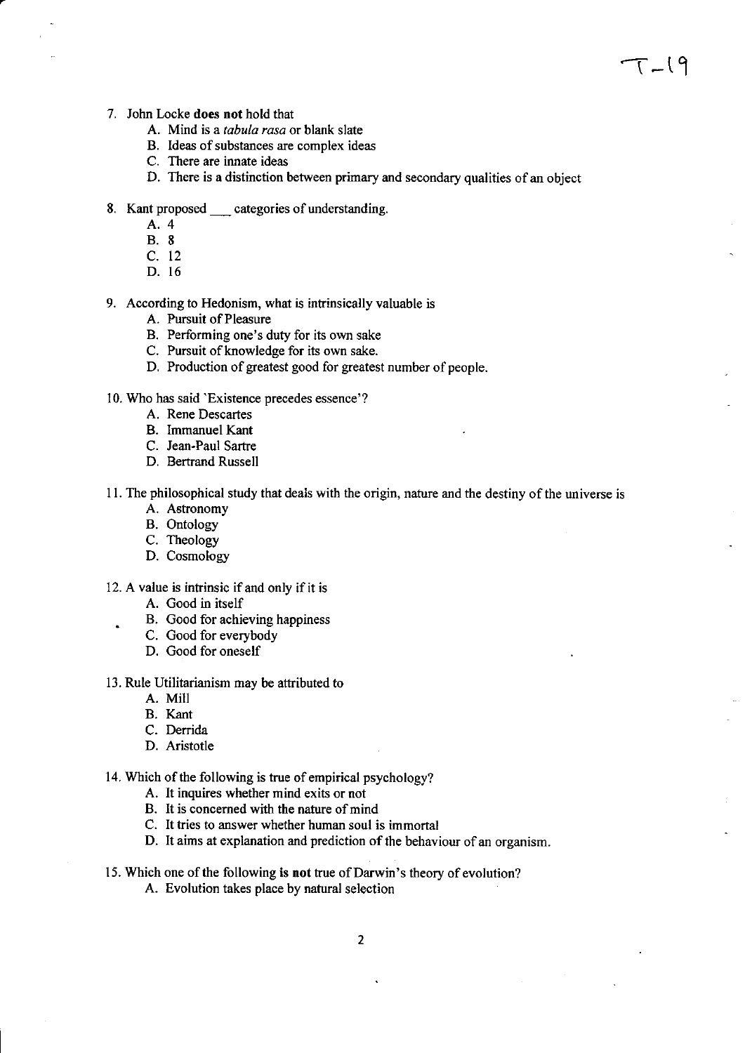7. John Locke **does not** hold that
   A. Mind is a *tabula rasa* or blank slate
   B. Ideas of substances are complex ideas
   C. There are innate ideas
   D. There is a distinction between primary and secondary qualities of an object

8. Kant proposed ___ categories of understanding.
   A. 4
   B. 8
   C. 12
   D. 16

9. According to Hedonism, what is intrinsically valuable is
   A. Pursuit of Pleasure
   B. Performing one's duty for its own sake
   C. Pursuit of knowledge for its own sake.
   D. Production of greatest good for greatest number of people.

10. Who has said `Existence precedes essence'?
    A. Rene Descartes
    B. Immanuel Kant
    C. Jean-Paul Sartre
    D. Bertrand Russell

11. The philosophical study that deals with the origin, nature and the destiny of the universe is
    A. Astronomy
    B. Ontology
    C. Theology
    D. Cosmology

12. A value is intrinsic if and only if it is
    A. Good in itself
    B. Good for achieving happiness
    C. Good for everybody
    D. Good for oneself

13. Rule Utilitarianism may be attributed to
    A. Mill
    B. Kant
    C. Derrida
    D. Aristotle

14. Which of the following is true of empirical psychology?
    A. It inquires whether mind exits or not
    B. It is concerned with the nature of mind
    C. It tries to answer whether human soul is immortal
    D. It aims at explanation and prediction of the behaviour of an organism.

15. Which one of the following **is not** true of Darwin's theory of evolution?
    A. Evolution takes place by natural selection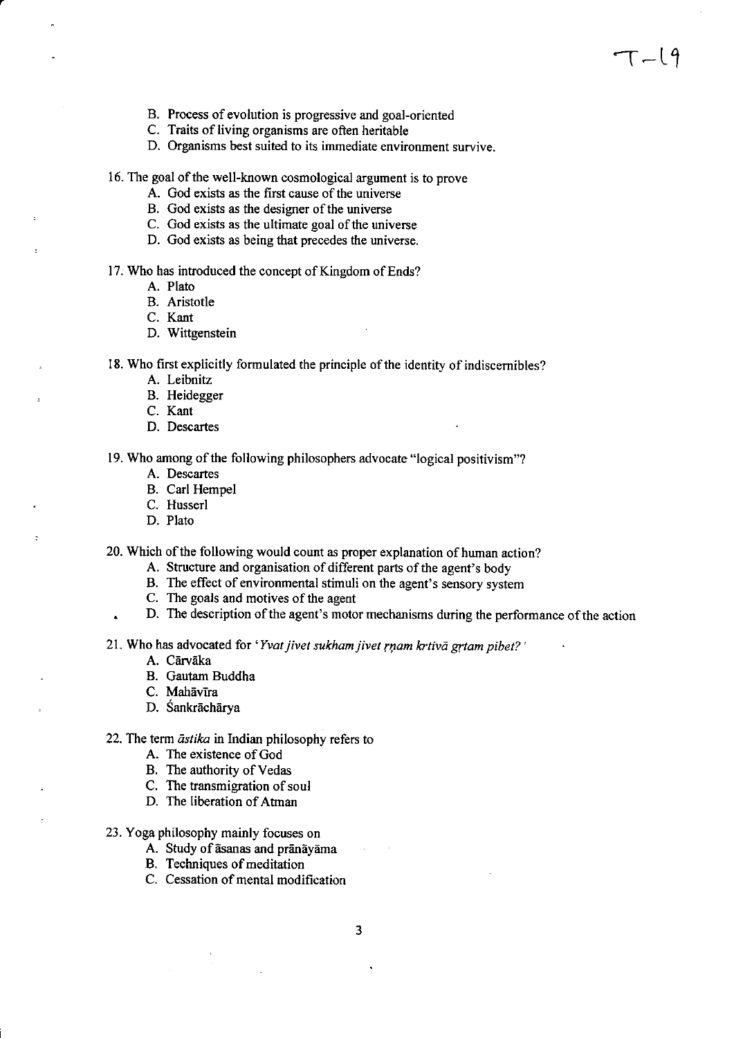B. Process of evolution is progressive and goal-oriented
C. Traits of living organisms are often heritable
D. Organisms best suited to its immediate environment survive.

16. The goal of the well-known cosmological argument is to prove
    A. God exists as the first cause of the universe
    B. God exists as the designer of the universe
    C. God exists as the ultimate goal of the universe
    D. God exists as being that precedes the universe.

17. Who has introduced the concept of Kingdom of Ends?
    A. Plato
    B. Aristotle
    C. Kant
    D. Wittgenstein

18. Who first explicitly formulated the principle of the identity of indiscernibles?
    A. Leibnitz
    B. Heidegger
    C. Kant
    D. Descartes

19. Who among of the following philosophers advocate "logical positivism"?
    A. Descartes
    B. Carl Hempel
    C. Husserl
    D. Plato

20. Which of the following would count as proper explanation of human action?
    A. Structure and organisation of different parts of the agent's body
    B. The effect of environmental stimuli on the agent's sensory system
    C. The goals and motives of the agent
    D. The description of the agent's motor mechanisms during the performance of the action

21. Who has advocated for '*Yvat jivet sukham jivet ṛṇam kṛtivā gṛtam pibet?*'
    A. Cārvāka
    B. Gautam Buddha
    C. Mahāvīra
    D. Śankrāchārya

22. The term *āstika* in Indian philosophy refers to
    A. The existence of God
    B. The authority of Vedas
    C. The transmigration of soul
    D. The liberation of Atman

23. Yoga philosophy mainly focuses on
    A. Study of āsanas and prānāyāma
    B. Techniques of meditation
    C. Cessation of mental modification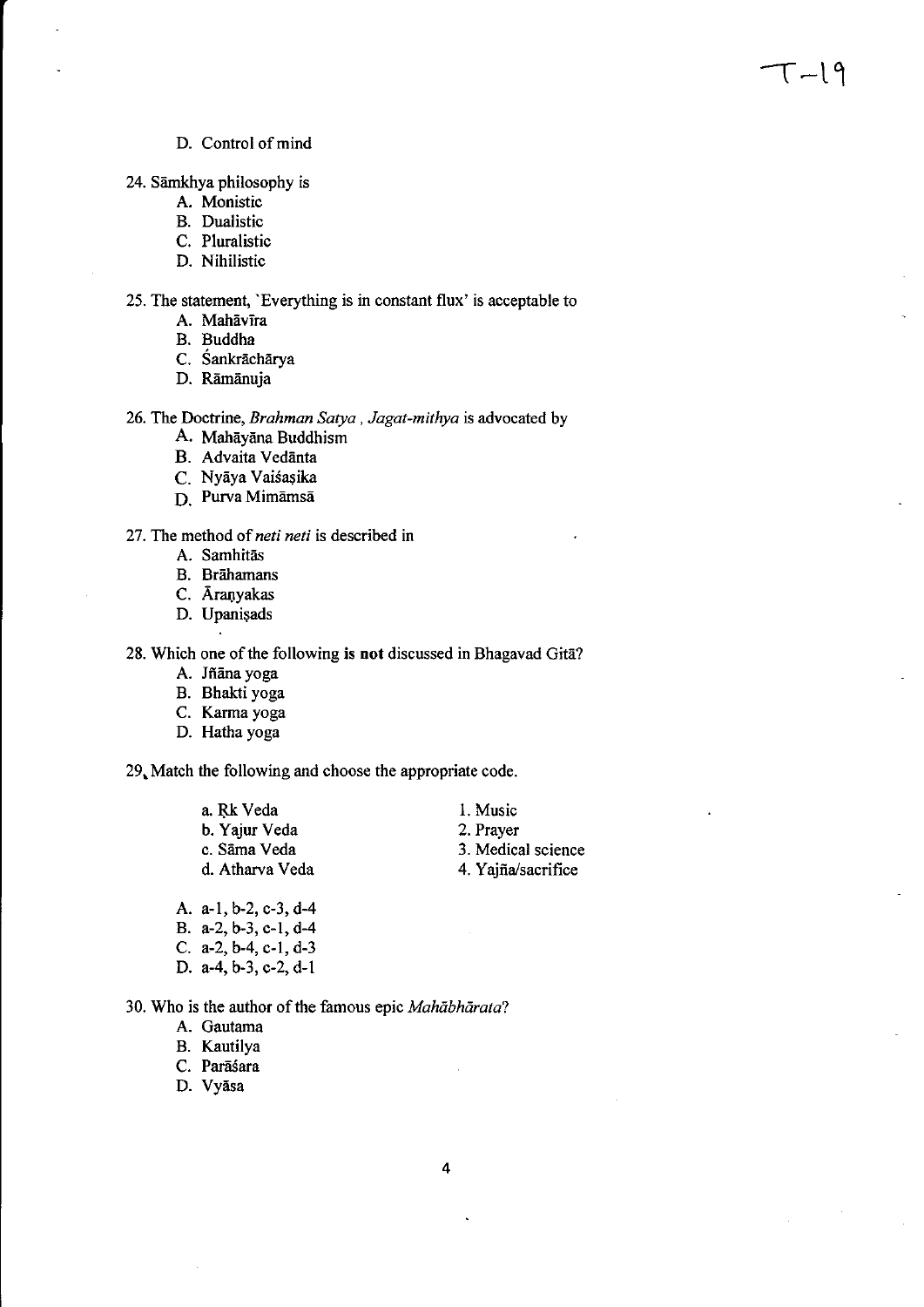D. Control of mind

24. Sāmkhya philosophy is
    A. Monistic
    B. Dualistic
    C. Pluralistic
    D. Nihilistic

25. The statement, `Everything is in constant flux' is acceptable to
    A. Mahāvīra
    B. Buddha
    C. Śankrāchārya
    D. Rāmānuja

26. The Doctrine, *Brahman Satya , Jagat-mithya* is advocated by
    A. Mahāyāna Buddhism
    B. Advaita Vedānta
    C. Nyāya Vaiśaṣika
    D. Purva Mimāmsā

27. The method of *neti neti* is described in
    A. Samhitās
    B. Brāhamans
    C. Āraṇyakas
    D. Upaniṣads

28. Which one of the following **is not** discussed in Bhagavad Gitā?
    A. Jñāna yoga
    B. Bhakti yoga
    C. Karma yoga
    D. Hatha yoga

29. Match the following and choose the appropriate code.

| | |
|---|---|
| a. Ṛk Veda | 1. Music |
| b. Yajur Veda | 2. Prayer |
| c. Sāma Veda | 3. Medical science |
| d. Atharva Veda | 4. Yajña/sacrifice |

    A. a-1, b-2, c-3, d-4
    B. a-2, b-3, c-1, d-4
    C. a-2, b-4, c-1, d-3
    D. a-4, b-3, c-2, d-1

30. Who is the author of the famous epic *Mahābhārata*?
    A. Gautama
    B. Kautilya
    C. Parāśara
    D. Vyāsa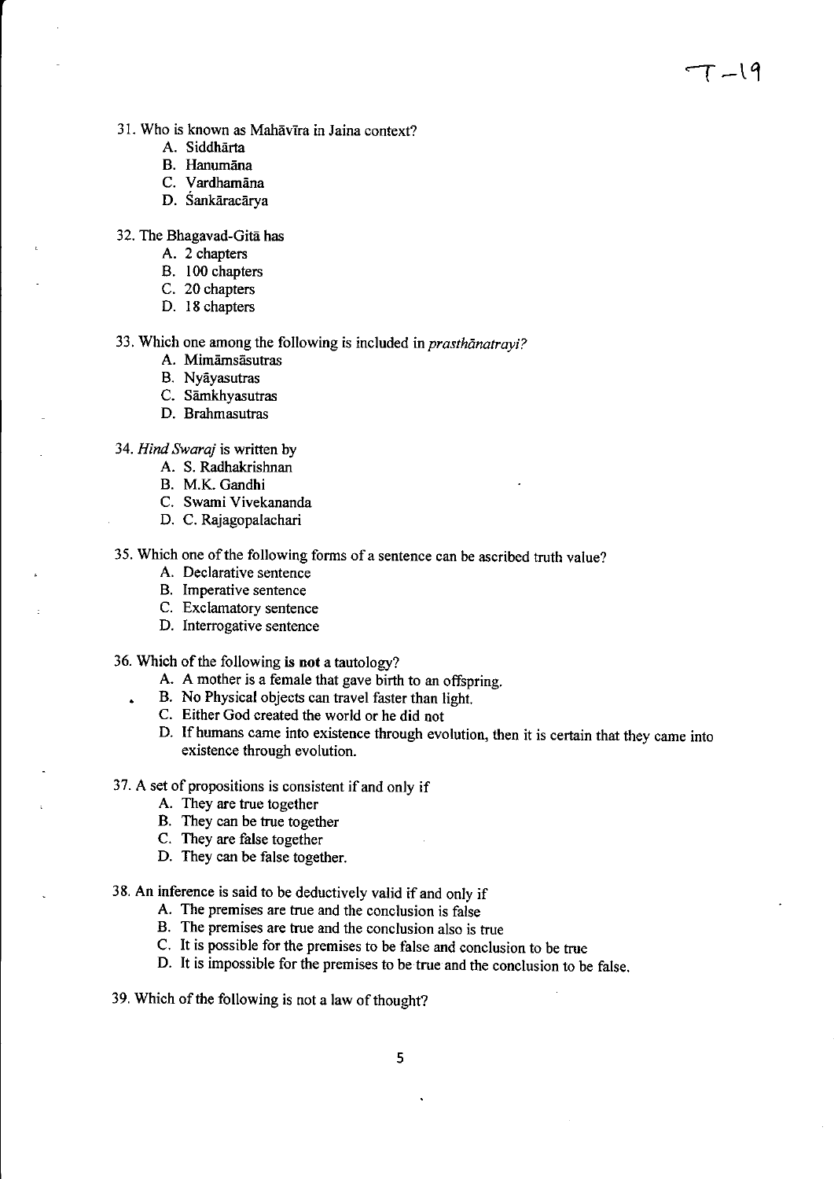31. Who is known as Mahāvīra in Jaina context?
    A. Siddhārta
    B. Hanumāna
    C. Vardhamāna
    D. Śankāracārya

32. The Bhagavad-Gitā has
    A. 2 chapters
    B. 100 chapters
    C. 20 chapters
    D. 18 chapters

33. Which one among the following is included in *prasthānatrayi?*
    A. Mimāmsāsutras
    B. Nyāyasutras
    C. Sāmkhyasutras
    D. Brahmasutras

34. *Hind Swaraj* is written by
    A. S. Radhakrishnan
    B. M.K. Gandhi
    C. Swami Vivekananda
    D. C. Rajagopalachari

35. Which one of the following forms of a sentence can be ascribed truth value?
    A. Declarative sentence
    B. Imperative sentence
    C. Exclamatory sentence
    D. Interrogative sentence

36. Which of the following **is not** a tautology?
    A. A mother is a female that gave birth to an offspring.
    B. No Physical objects can travel faster than light.
    C. Either God created the world or he did not
    D. If humans came into existence through evolution, then it is certain that they came into existence through evolution.

37. A set of propositions is consistent if and only if
    A. They are true together
    B. They can be true together
    C. They are false together
    D. They can be false together.

38. An inference is said to be deductively valid if and only if
    A. The premises are true and the conclusion is false
    B. The premises are true and the conclusion also is true
    C. It is possible for the premises to be false and conclusion to be true
    D. It is impossible for the premises to be true and the conclusion to be false.

39. Which of the following is not a law of thought?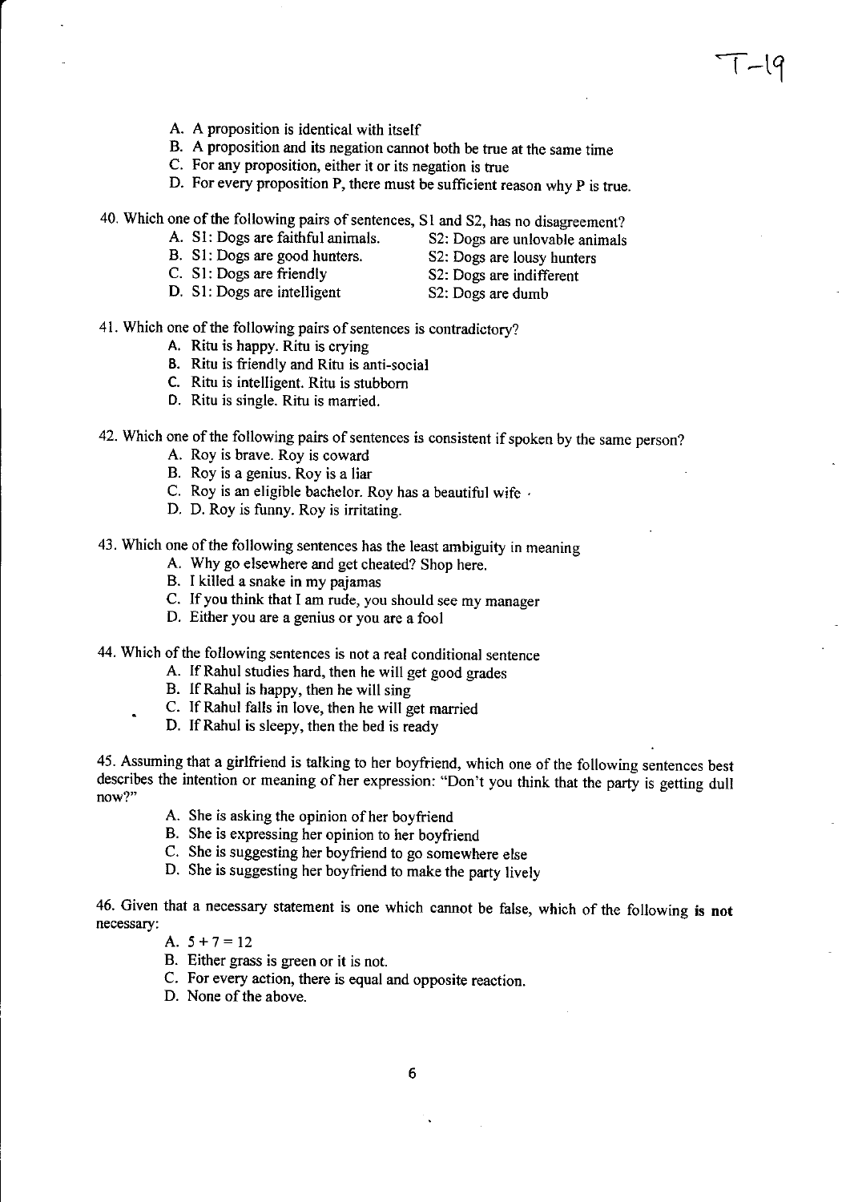A. A proposition is identical with itself
B. A proposition and its negation cannot both be true at the same time
C. For any proposition, either it or its negation is true
D. For every proposition P, there must be sufficient reason why P is true.

40. Which one of the following pairs of sentences, S1 and S2, has no disagreement?

A. S1: Dogs are faithful animals. S2: Dogs are unlovable animals
B. S1: Dogs are good hunters. S2: Dogs are lousy hunters
C. S1: Dogs are friendly S2: Dogs are indifferent
D. S1: Dogs are intelligent S2: Dogs are dumb

41. Which one of the following pairs of sentences is contradictory?

A. Ritu is happy. Ritu is crying
B. Ritu is friendly and Ritu is anti-social
C. Ritu is intelligent. Ritu is stubborn
D. Ritu is single. Ritu is married.

42. Which one of the following pairs of sentences is consistent if spoken by the same person?

A. Roy is brave. Roy is coward
B. Roy is a genius. Roy is a liar
C. Roy is an eligible bachelor. Roy has a beautiful wife ·
D. D. Roy is funny. Roy is irritating.

43. Which one of the following sentences has the least ambiguity in meaning

A. Why go elsewhere and get cheated? Shop here.
B. I killed a snake in my pajamas
C. If you think that I am rude, you should see my manager
D. Either you are a genius or you are a fool

44. Which of the following sentences is not a real conditional sentence

A. If Rahul studies hard, then he will get good grades
B. If Rahul is happy, then he will sing
C. If Rahul falls in love, then he will get married
D. If Rahul is sleepy, then the bed is ready

45. Assuming that a girlfriend is talking to her boyfriend, which one of the following sentences best describes the intention or meaning of her expression: "Don't you think that the party is getting dull now?"

A. She is asking the opinion of her boyfriend
B. She is expressing her opinion to her boyfriend
C. She is suggesting her boyfriend to go somewhere else
D. She is suggesting her boyfriend to make the party lively

46. Given that a necessary statement is one which cannot be false, which of the following **is not** necessary:

A. $5 + 7 = 12$
B. Either grass is green or it is not.
C. For every action, there is equal and opposite reaction.
D. None of the above.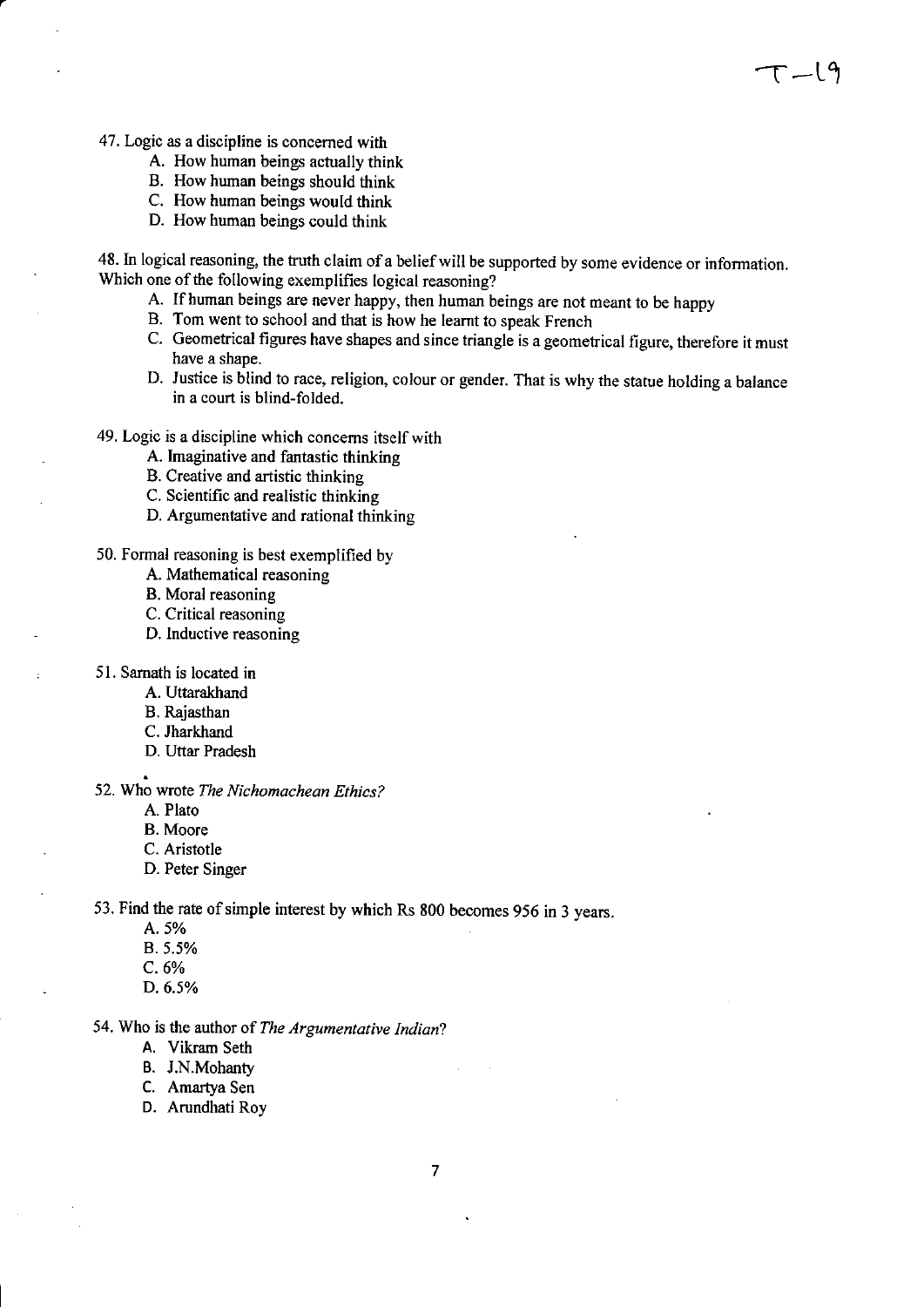47. Logic as a discipline is concerned with

A. How human beings actually think
B. How human beings should think
C. How human beings would think
D. How human beings could think

48. In logical reasoning, the truth claim of a belief will be supported by some evidence or information. Which one of the following exemplifies logical reasoning?

A. If human beings are never happy, then human beings are not meant to be happy
B. Tom went to school and that is how he learnt to speak French
C. Geometrical figures have shapes and since triangle is a geometrical figure, therefore it must have a shape.
D. Justice is blind to race, religion, colour or gender. That is why the statue holding a balance in a court is blind-folded.

49. Logic is a discipline which concerns itself with

A. Imaginative and fantastic thinking
B. Creative and artistic thinking
C. Scientific and realistic thinking
D. Argumentative and rational thinking

50. Formal reasoning is best exemplified by

A. Mathematical reasoning
B. Moral reasoning
C. Critical reasoning
D. Inductive reasoning

51. Sarnath is located in

A. Uttarakhand
B. Rajasthan
C. Jharkhand
D. Uttar Pradesh

52. Who wrote *The Nichomachean Ethics?*

A. Plato
B. Moore
C. Aristotle
D. Peter Singer

53. Find the rate of simple interest by which Rs 800 becomes 956 in 3 years.

A. 5%
B. 5.5%
C. 6%
D. 6.5%

54. Who is the author of *The Argumentative Indian*?

A. Vikram Seth
B. J.N.Mohanty
C. Amartya Sen
D. Arundhati Roy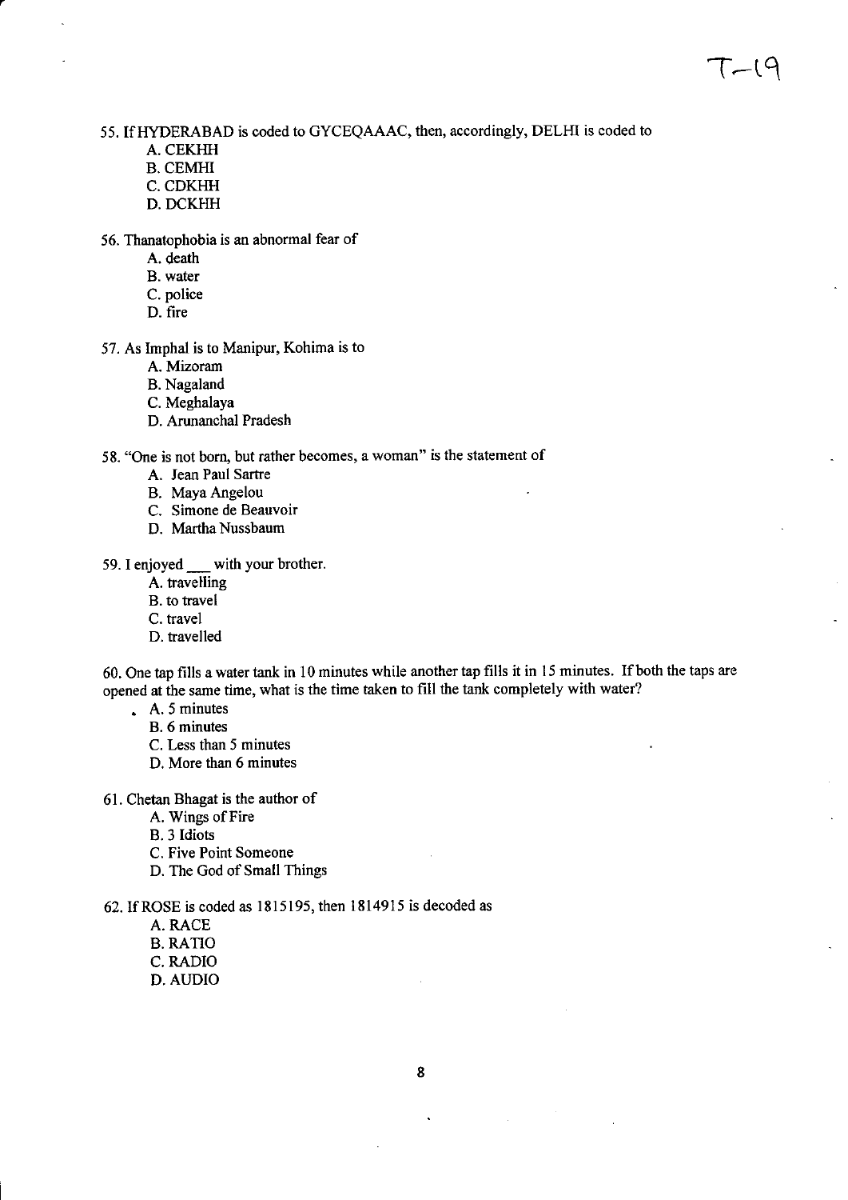T-19

55. If HYDERABAD is coded to GYCEQAAAC, then, accordingly, DELHI is coded to
   - A. CEKHH
   - B. CEMHI
   - C. CDKHH
   - D. DCKHH

56. Thanatophobia is an abnormal fear of
   - A. death
   - B. water
   - C. police
   - D. fire

57. As Imphal is to Manipur, Kohima is to
   - A. Mizoram
   - B. Nagaland
   - C. Meghalaya
   - D. Arunanchal Pradesh

58. "One is not born, but rather becomes, a woman" is the statement of
   - A. Jean Paul Sartre
   - B. Maya Angelou
   - C. Simone de Beauvoir
   - D. Martha Nussbaum

59. I enjoyed ___ with your brother.
   - A. travelling
   - B. to travel
   - C. travel
   - D. travelled

60. One tap fills a water tank in 10 minutes while another tap fills it in 15 minutes. If both the taps are opened at the same time, what is the time taken to fill the tank completely with water?
   - A. 5 minutes
   - B. 6 minutes
   - C. Less than 5 minutes
   - D. More than 6 minutes

61. Chetan Bhagat is the author of
   - A. Wings of Fire
   - B. 3 Idiots
   - C. Five Point Someone
   - D. The God of Small Things

62. If ROSE is coded as 1815195, then 1814915 is decoded as
   - A. RACE
   - B. RATIO
   - C. RADIO
   - D. AUDIO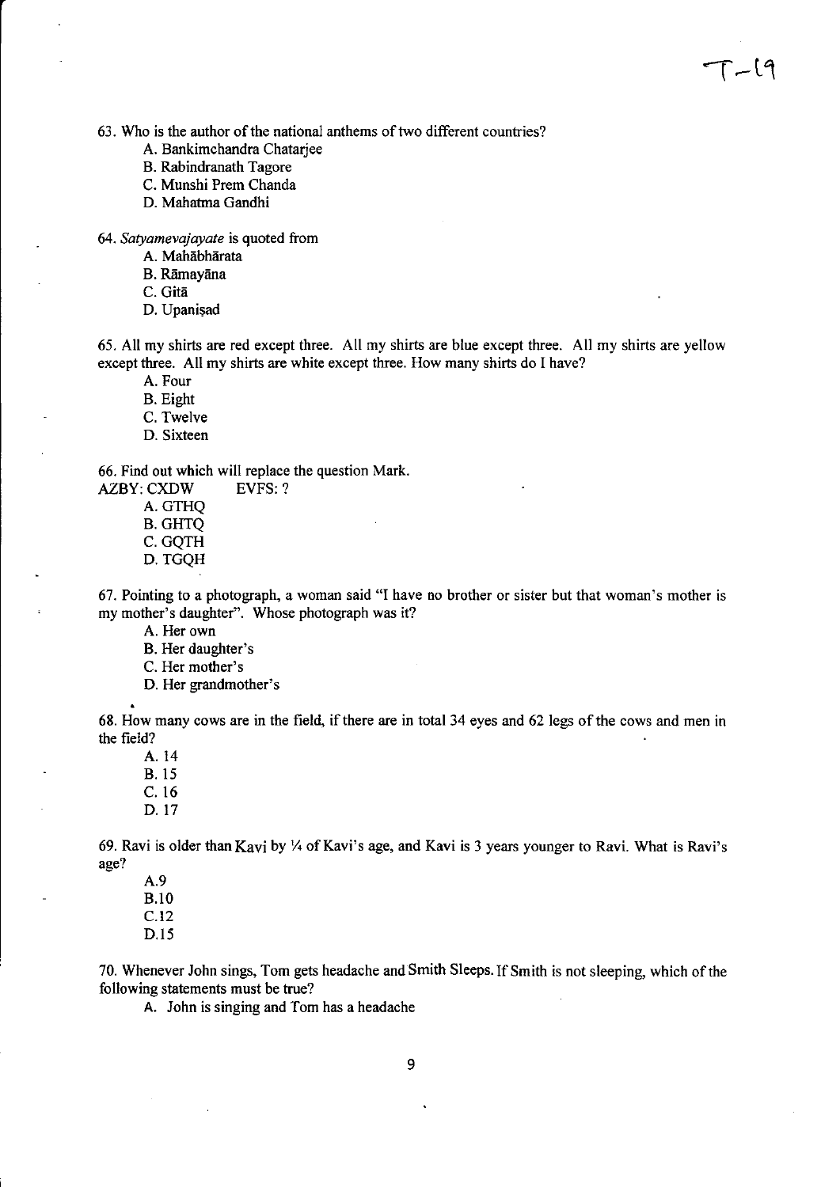63. Who is the author of the national anthems of two different countries?

A. Bankimchandra Chatarjee
B. Rabindranath Tagore
C. Munshi Prem Chanda
D. Mahatma Gandhi

64. *Satyamevajayate* is quoted from

A. Mahābhārata
B. Rāmayāna
C. Gitā
D. Upaniṣad

65. All my shirts are red except three. All my shirts are blue except three. All my shirts are yellow except three. All my shirts are white except three. How many shirts do I have?

A. Four
B. Eight
C. Twelve
D. Sixteen

66. Find out which will replace the question Mark.

AZBY: CXDW EVFS: ?

A. GTHQ
B. GHTQ
C. GQTH
D. TGQH

67. Pointing to a photograph, a woman said "I have no brother or sister but that woman's mother is my mother's daughter". Whose photograph was it?

A. Her own
B. Her daughter's
C. Her mother's
D. Her grandmother's

68. How many cows are in the field, if there are in total 34 eyes and 62 legs of the cows and men in the field?

A. 14
B. 15
C. 16
D. 17

69. Ravi is older than Kavi by ¼ of Kavi's age, and Kavi is 3 years younger to Ravi. What is Ravi's age?

A.9
B.10
C.12
D.15

70. Whenever John sings, Tom gets headache and Smith Sleeps. If Smith is not sleeping, which of the following statements must be true?

A. John is singing and Tom has a headache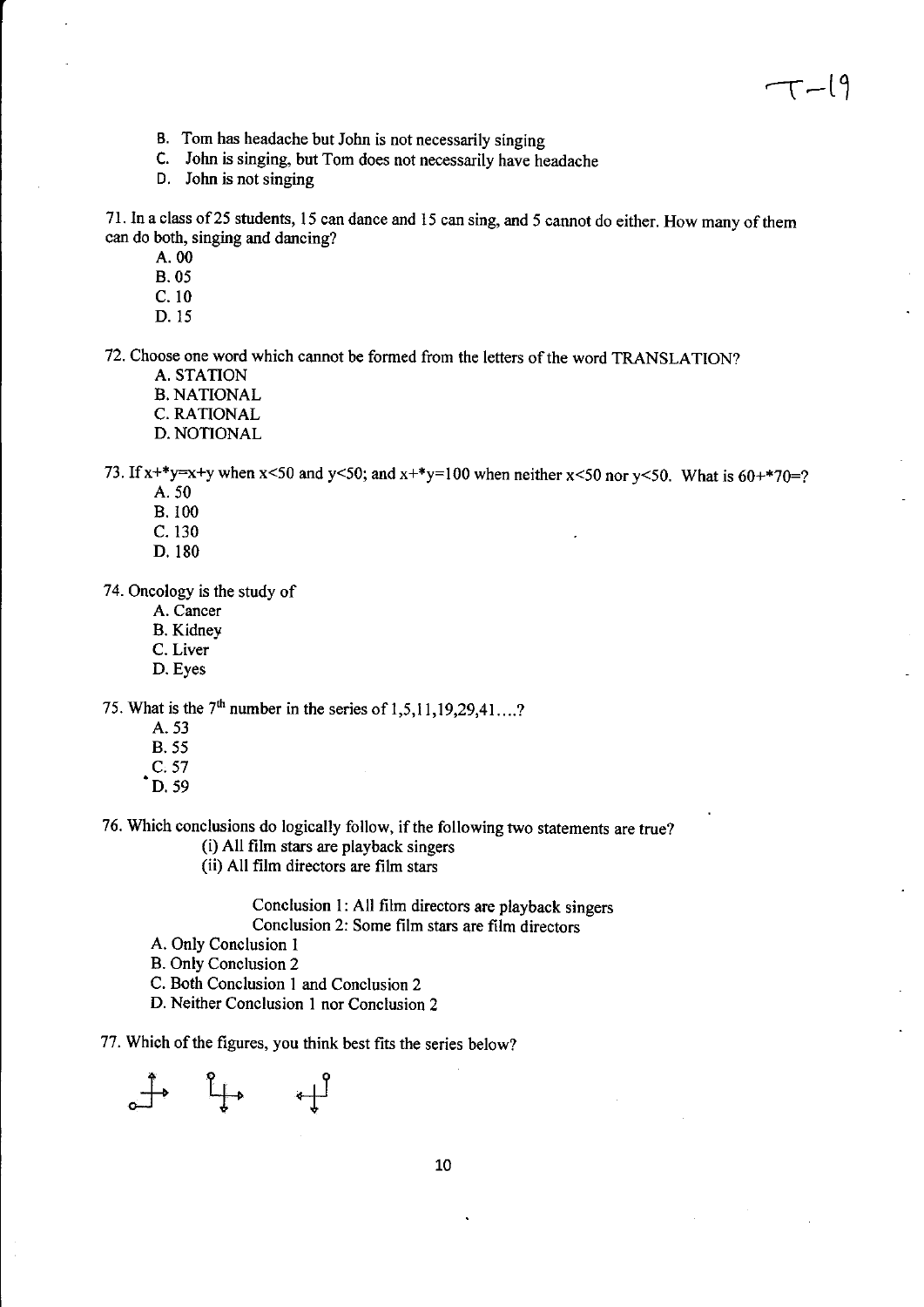T-19

B. Tom has headache but John is not necessarily singing
C. John is singing, but Tom does not necessarily have headache
D. John is not singing

71. In a class of 25 students, 15 can dance and 15 can sing, and 5 cannot do either. How many of them can do both, singing and dancing?

A. 00
B. 05
C. 10
D. 15

72. Choose one word which cannot be formed from the letters of the word TRANSLATION?

A. STATION
B. NATIONAL
C. RATIONAL
D. NOTIONAL

73. If x+*y=x+y when x<50 and y<50; and x+*y=100 when neither x<50 nor y<50. What is 60+*70=?

A. 50
B. 100
C. 130
D. 180

74. Oncology is the study of

A. Cancer
B. Kidney
C. Liver
D. Eyes

75. What is the 7th number in the series of 1,5,11,19,29,41….?

A. 53
B. 55
C. 57
D. 59

76. Which conclusions do logically follow, if the following two statements are true?

(i) All film stars are playback singers
(ii) All film directors are film stars

Conclusion 1: All film directors are playback singers
Conclusion 2: Some film stars are film directors

A. Only Conclusion 1
B. Only Conclusion 2
C. Both Conclusion 1 and Conclusion 2
D. Neither Conclusion 1 nor Conclusion 2

77. Which of the figures, you think best fits the series below?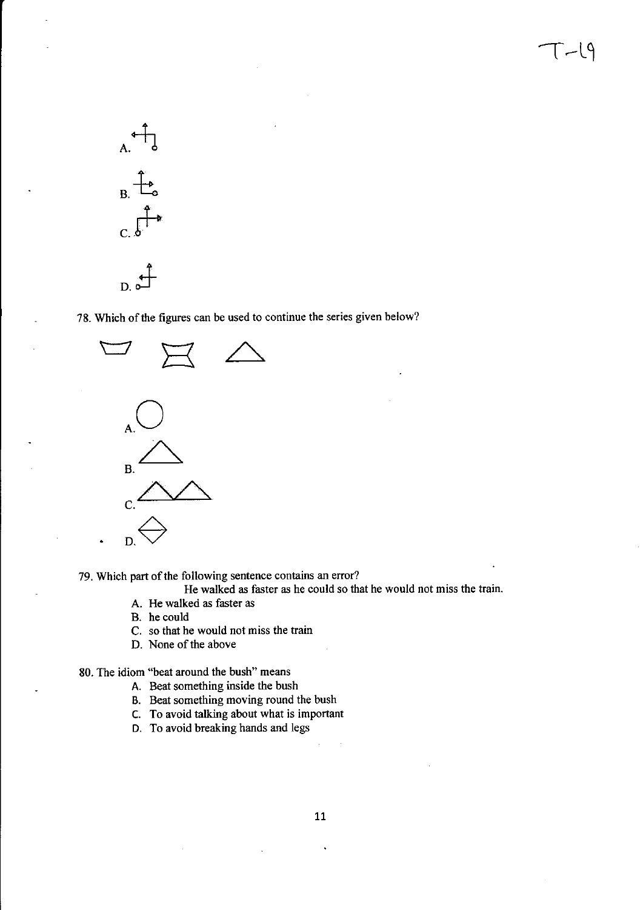A.

B.

C.

D.

78. Which of the figures can be used to continue the series given below?

A.

B.

C.

D.

79. Which part of the following sentence contains an error?

He walked as faster as he could so that he would not miss the train.

A. He walked as faster as
B. he could
C. so that he would not miss the train
D. None of the above

80. The idiom "beat around the bush" means

A. Beat something inside the bush
B. Beat something moving round the bush
C. To avoid talking about what is important
D. To avoid breaking hands and legs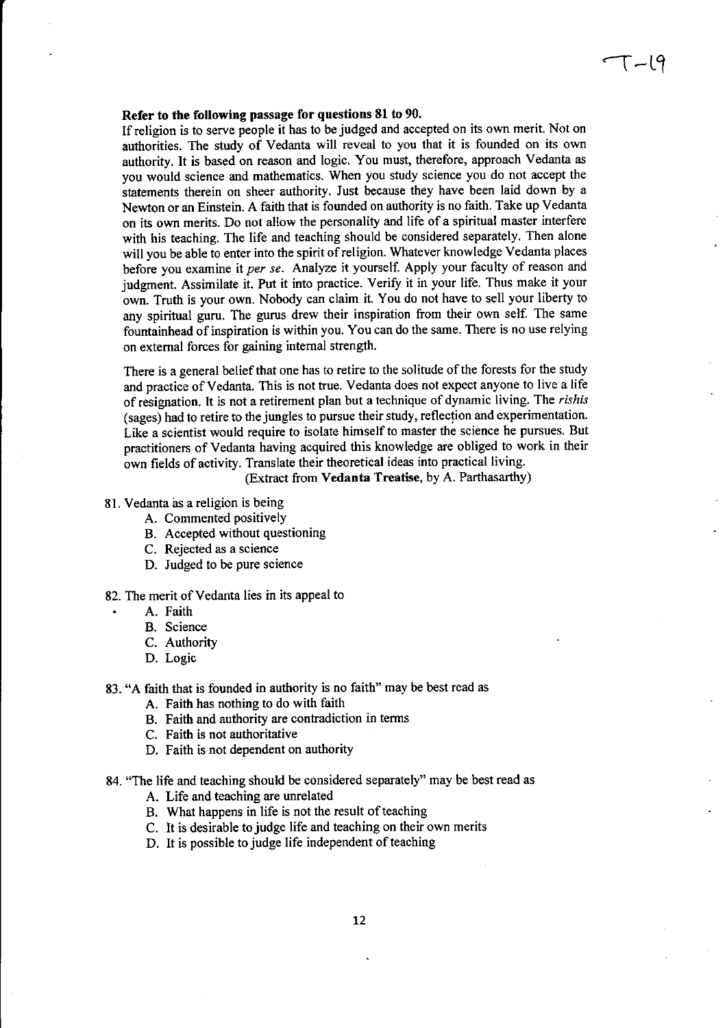**Refer to the following passage for questions 81 to 90.**

If religion is to serve people it has to be judged and accepted on its own merit. Not on authorities. The study of Vedanta will reveal to you that it is founded on its own authority. It is based on reason and logic. You must, therefore, approach Vedanta as you would science and mathematics. When you study science you do not accept the statements therein on sheer authority. Just because they have been laid down by a Newton or an Einstein. A faith that is founded on authority is no faith. Take up Vedanta on its own merits. Do not allow the personality and life of a spiritual master interfere with his teaching. The life and teaching should be considered separately. Then alone will you be able to enter into the spirit of religion. Whatever knowledge Vedanta places before you examine it *per se*. Analyze it yourself. Apply your faculty of reason and judgment. Assimilate it. Put it into practice. Verify it in your life. Thus make it your own. Truth is your own. Nobody can claim it. You do not have to sell your liberty to any spiritual guru. The gurus drew their inspiration from their own self. The same fountainhead of inspiration is within you. You can do the same. There is no use relying on external forces for gaining internal strength.

There is a general belief that one has to retire to the solitude of the forests for the study and practice of Vedanta. This is not true. Vedanta does not expect anyone to live a life of resignation. It is not a retirement plan but a technique of dynamic living. The *rishis* (sages) had to retire to the jungles to pursue their study, reflection and experimentation. Like a scientist would require to isolate himself to master the science he pursues. But practitioners of Vedanta having acquired this knowledge are obliged to work in their own fields of activity. Translate their theoretical ideas into practical living.

(Extract from **Vedanta Treatise**, by A. Parthasarthy)

81. Vedanta as a religion is being
   - A. Commented positively
   - B. Accepted without questioning
   - C. Rejected as a science
   - D. Judged to be pure science

82. The merit of Vedanta lies in its appeal to
   - A. Faith
   - B. Science
   - C. Authority
   - D. Logic

83. "A faith that is founded in authority is no faith" may be best read as
   - A. Faith has nothing to do with faith
   - B. Faith and authority are contradiction in terms
   - C. Faith is not authoritative
   - D. Faith is not dependent on authority

84. "The life and teaching should be considered separately" may be best read as
   - A. Life and teaching are unrelated
   - B. What happens in life is not the result of teaching
   - C. It is desirable to judge life and teaching on their own merits
   - D. It is possible to judge life independent of teaching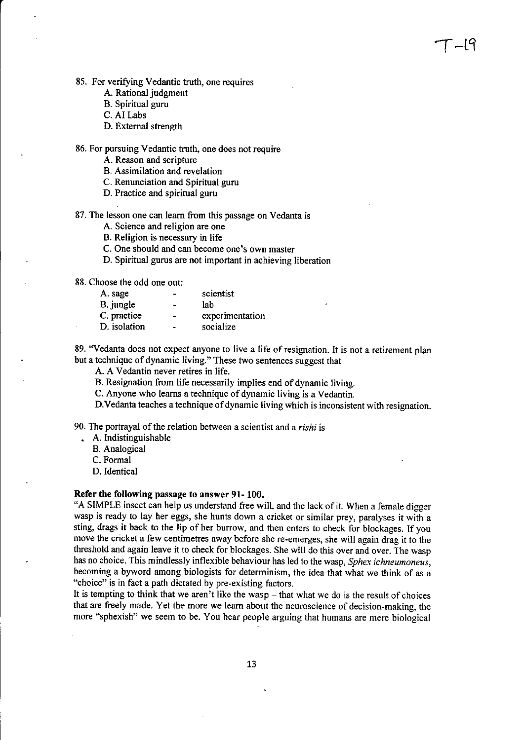85. For verifying Vedantic truth, one requires

  A. Rational judgment
  B. Spiritual guru
  C. AI Labs
  D. External strength

86. For pursuing Vedantic truth, one does not require

  A. Reason and scripture
  B. Assimilation and revelation
  C. Renunciation and Spiritual guru
  D. Practice and spiritual guru

87. The lesson one can learn from this passage on Vedanta is

  A. Science and religion are one
  B. Religion is necessary in life
  C. One should and can become one's own master
  D. Spiritual gurus are not important in achieving liberation

88. Choose the odd one out:

| | | |
|---|---|---|
| A. sage | - | scientist |
| B. jungle | - | lab |
| C. practice | - | experimentation |
| D. isolation | - | socialize |

89. "Vedanta does not expect anyone to live a life of resignation. It is not a retirement plan but a technique of dynamic living." These two sentences suggest that

  A. A Vedantin never retires in life.
  B. Resignation from life necessarily implies end of dynamic living.
  C. Anyone who learns a technique of dynamic living is a Vedantin.
  D. Vedanta teaches a technique of dynamic living which is inconsistent with resignation.

90. The portrayal of the relation between a scientist and a *rishi* is

  A. Indistinguishable
  B. Analogical
  C. Formal
  D. Identical

**Refer the following passage to answer 91- 100.**

"A SIMPLE insect can help us understand free will, and the lack of it. When a female digger wasp is ready to lay her eggs, she hunts down a cricket or similar prey, paralyses it with a sting, drags it back to the lip of her burrow, and then enters to check for blockages. If you move the cricket a few centimetres away before she re-emerges, she will again drag it to the threshold and again leave it to check for blockages. She will do this over and over. The wasp has no choice. This mindlessly inflexible behaviour has led to the wasp, *Sphex ichneumoneus*, becoming a byword among biologists for determinism, the idea that what we think of as a "choice" is in fact a path dictated by pre-existing factors.

It is tempting to think that we aren't like the wasp – that what we do is the result of choices that are freely made. Yet the more we learn about the neuroscience of decision-making, the more "sphexish" we seem to be. You hear people arguing that humans are mere biological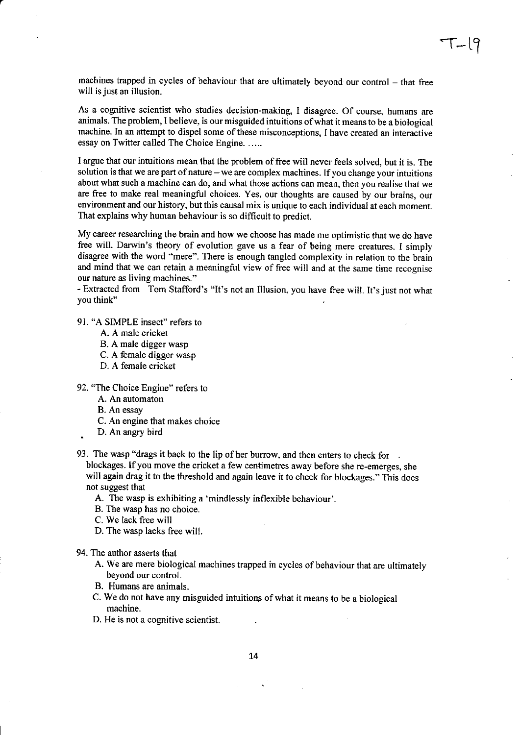machines trapped in cycles of behaviour that are ultimately beyond our control – that free will is just an illusion.

As a cognitive scientist who studies decision-making, I disagree. Of course, humans are animals. The problem, I believe, is our misguided intuitions of what it means to be a biological machine. In an attempt to dispel some of these misconceptions, I have created an interactive essay on Twitter called The Choice Engine. .....

I argue that our intuitions mean that the problem of free will never feels solved, but it is. The solution is that we are part of nature – we are complex machines. If you change your intuitions about what such a machine can do, and what those actions can mean, then you realise that we are free to make real meaningful choices. Yes, our thoughts are caused by our brains, our environment and our history, but this causal mix is unique to each individual at each moment. That explains why human behaviour is so difficult to predict.

My career researching the brain and how we choose has made me optimistic that we do have free will. Darwin's theory of evolution gave us a fear of being mere creatures. I simply disagree with the word "mere". There is enough tangled complexity in relation to the brain and mind that we can retain a meaningful view of free will and at the same time recognise our nature as living machines."

- Extracted from Tom Stafford's "It's not an Illusion, you have free will. It's just not what you think"

91. "A SIMPLE insect" refers to
   - A. A male cricket
   - B. A male digger wasp
   - C. A female digger wasp
   - D. A female cricket

92. "The Choice Engine" refers to
   - A. An automaton
   - B. An essay
   - C. An engine that makes choice
   - D. An angry bird

93. The wasp "drags it back to the lip of her burrow, and then enters to check for blockages. If you move the cricket a few centimetres away before she re-emerges, she will again drag it to the threshold and again leave it to check for blockages." This does not suggest that
   - A. The wasp is exhibiting a 'mindlessly inflexible behaviour'.
   - B. The wasp has no choice.
   - C. We lack free will
   - D. The wasp lacks free will.

94. The author asserts that
   - A. We are mere biological machines trapped in cycles of behaviour that are ultimately beyond our control.
   - B. Humans are animals.
   - C. We do not have any misguided intuitions of what it means to be a biological machine.
   - D. He is not a cognitive scientist.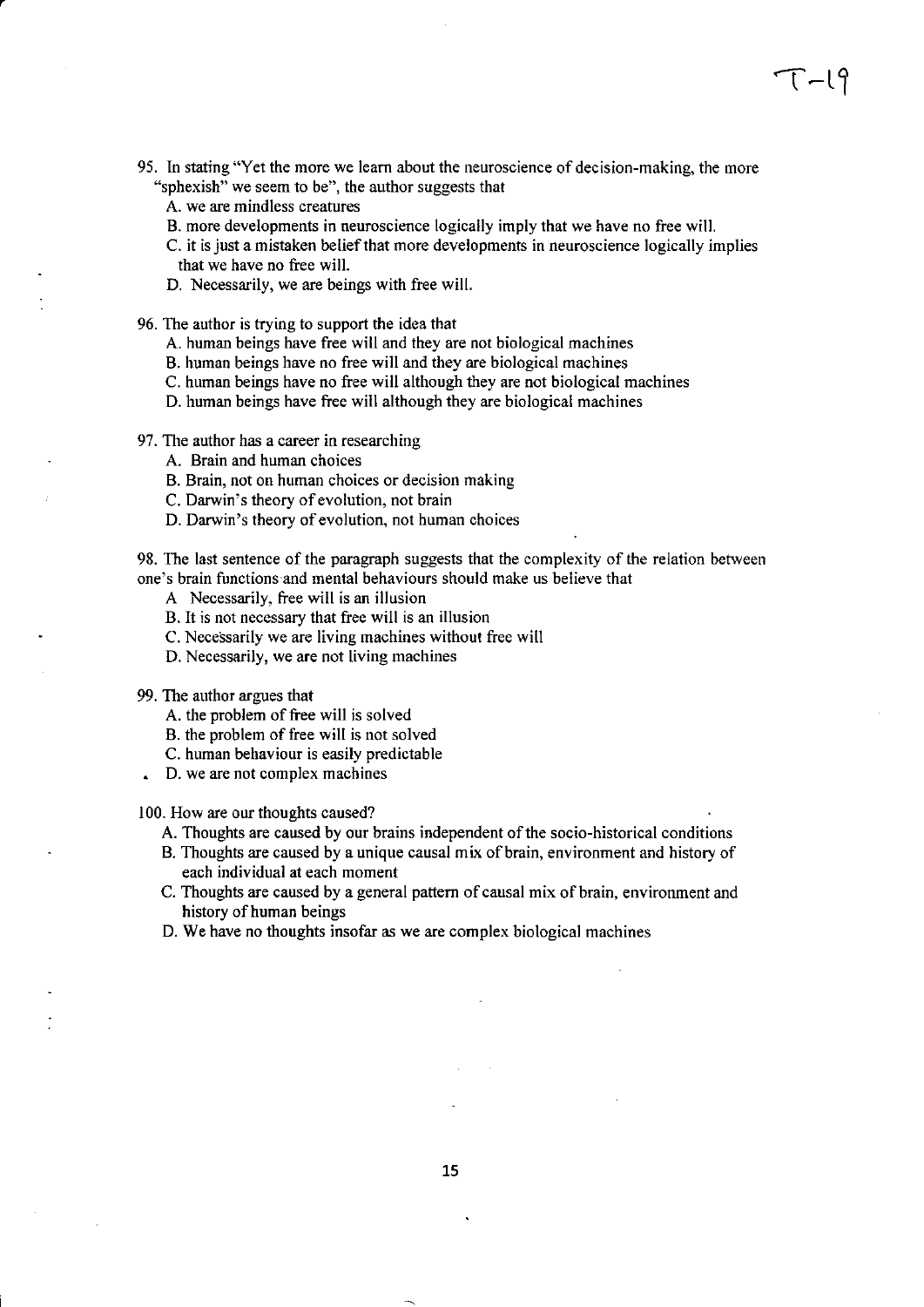95. In stating "Yet the more we learn about the neuroscience of decision-making, the more "sphexish" we seem to be", the author suggests that

    A. we are mindless creatures

    B. more developments in neuroscience logically imply that we have no free will.

    C. it is just a mistaken belief that more developments in neuroscience logically implies that we have no free will.

    D. Necessarily, we are beings with free will.

96. The author is trying to support the idea that

    A. human beings have free will and they are not biological machines

    B. human beings have no free will and they are biological machines

    C. human beings have no free will although they are not biological machines

    D. human beings have free will although they are biological machines

97. The author has a career in researching

    A. Brain and human choices

    B. Brain, not on human choices or decision making

    C. Darwin's theory of evolution, not brain

    D. Darwin's theory of evolution, not human choices

98. The last sentence of the paragraph suggests that the complexity of the relation between one's brain functions and mental behaviours should make us believe that

    A Necessarily, free will is an illusion

    B. It is not necessary that free will is an illusion

    C. Necessarily we are living machines without free will

    D. Necessarily, we are not living machines

99. The author argues that

    A. the problem of free will is solved

    B. the problem of free will is not solved

    C. human behaviour is easily predictable

    D. we are not complex machines

100. How are our thoughts caused?

    A. Thoughts are caused by our brains independent of the socio-historical conditions

    B. Thoughts are caused by a unique causal mix of brain, environment and history of each individual at each moment

    C. Thoughts are caused by a general pattern of causal mix of brain, environment and history of human beings

    D. We have no thoughts insofar as we are complex biological machines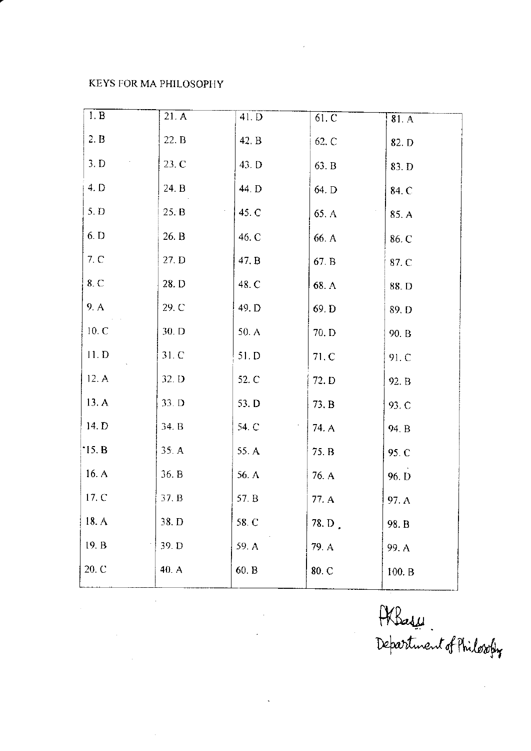KEYS FOR MA PHILOSOPHY

| | | | | |
|---|---|---|---|---|
| 1. B | 21. A | 41. D | 61. C | 81. A |
| 2. B | 22. B | 42. B | 62. C | 82. D |
| 3. D | 23. C | 43. D | 63. B | 83. D |
| 4. D | 24. B | 44. D | 64. D | 84. C |
| 5. D | 25. B | 45. C | 65. A | 85. A |
| 6. D | 26. B | 46. C | 66. A | 86. C |
| 7. C | 27. D | 47. B | 67. B | 87. C |
| 8. C | 28. D | 48. C | 68. A | 88. D |
| 9. A | 29. C | 49. D | 69. D | 89. D |
| 10. C | 30. D | 50. A | 70. D | 90. B |
| 11. D | 31. C | 51. D | 71. C | 91. C |
| 12. A | 32. D | 52. C | 72. D | 92. B |
| 13. A | 33. D | 53. D | 73. B | 93. C |
| 14. D | 34. B | 54. C | 74. A | 94. B |
| 15. B | 35. A | 55. A | 75. B | 95. C |
| 16. A | 36. B | 56. A | 76. A | 96. D |
| 17. C | 37. B | 57. B | 77. A | 97. A |
| 18. A | 38. D | 58. C | 78. D | 98. B |
| 19. B | 39. D | 59. A | 79. A | 99. A |
| 20. C | 40. A | 60. B | 80. C | 100. B |

AKBasu
Department of Philosophy